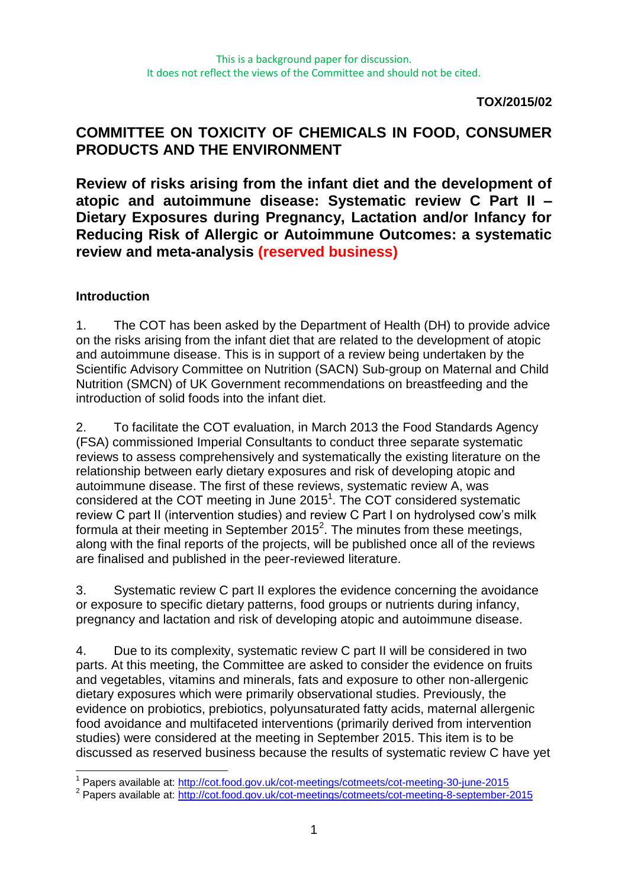This is a background paper for discussion.
It does not reflect the views of the Committee and should not be cited.

**TOX/2015/02**

# COMMITTEE ON TOXICITY OF CHEMICALS IN FOOD, CONSUMER PRODUCTS AND THE ENVIRONMENT

# Review of risks arising from the infant diet and the development of atopic and autoimmune disease: Systematic review C Part II – Dietary Exposures during Pregnancy, Lactation and/or Infancy for Reducing Risk of Allergic or Autoimmune Outcomes: a systematic review and meta-analysis (reserved business)

## Introduction

1. The COT has been asked by the Department of Health (DH) to provide advice on the risks arising from the infant diet that are related to the development of atopic and autoimmune disease. This is in support of a review being undertaken by the Scientific Advisory Committee on Nutrition (SACN) Sub-group on Maternal and Child Nutrition (SMCN) of UK Government recommendations on breastfeeding and the introduction of solid foods into the infant diet.

2. To facilitate the COT evaluation, in March 2013 the Food Standards Agency (FSA) commissioned Imperial Consultants to conduct three separate systematic reviews to assess comprehensively and systematically the existing literature on the relationship between early dietary exposures and risk of developing atopic and autoimmune disease. The first of these reviews, systematic review A, was considered at the COT meeting in June 2015[1]. The COT considered systematic review C part II (intervention studies) and review C Part I on hydrolysed cow's milk formula at their meeting in September 2015[2]. The minutes from these meetings, along with the final reports of the projects, will be published once all of the reviews are finalised and published in the peer-reviewed literature.

3. Systematic review C part II explores the evidence concerning the avoidance or exposure to specific dietary patterns, food groups or nutrients during infancy, pregnancy and lactation and risk of developing atopic and autoimmune disease.

4. Due to its complexity, systematic review C part II will be considered in two parts. At this meeting, the Committee are asked to consider the evidence on fruits and vegetables, vitamins and minerals, fats and exposure to other non-allergenic dietary exposures which were primarily observational studies. Previously, the evidence on probiotics, prebiotics, polyunsaturated fatty acids, maternal allergenic food avoidance and multifaceted interventions (primarily derived from intervention studies) were considered at the meeting in September 2015. This item is to be discussed as reserved business because the results of systematic review C have yet

[1] Papers available at: http://cot.food.gov.uk/cot-meetings/cotmeets/cot-meeting-30-june-2015

[2] Papers available at: http://cot.food.gov.uk/cot-meetings/cotmeets/cot-meeting-8-september-2015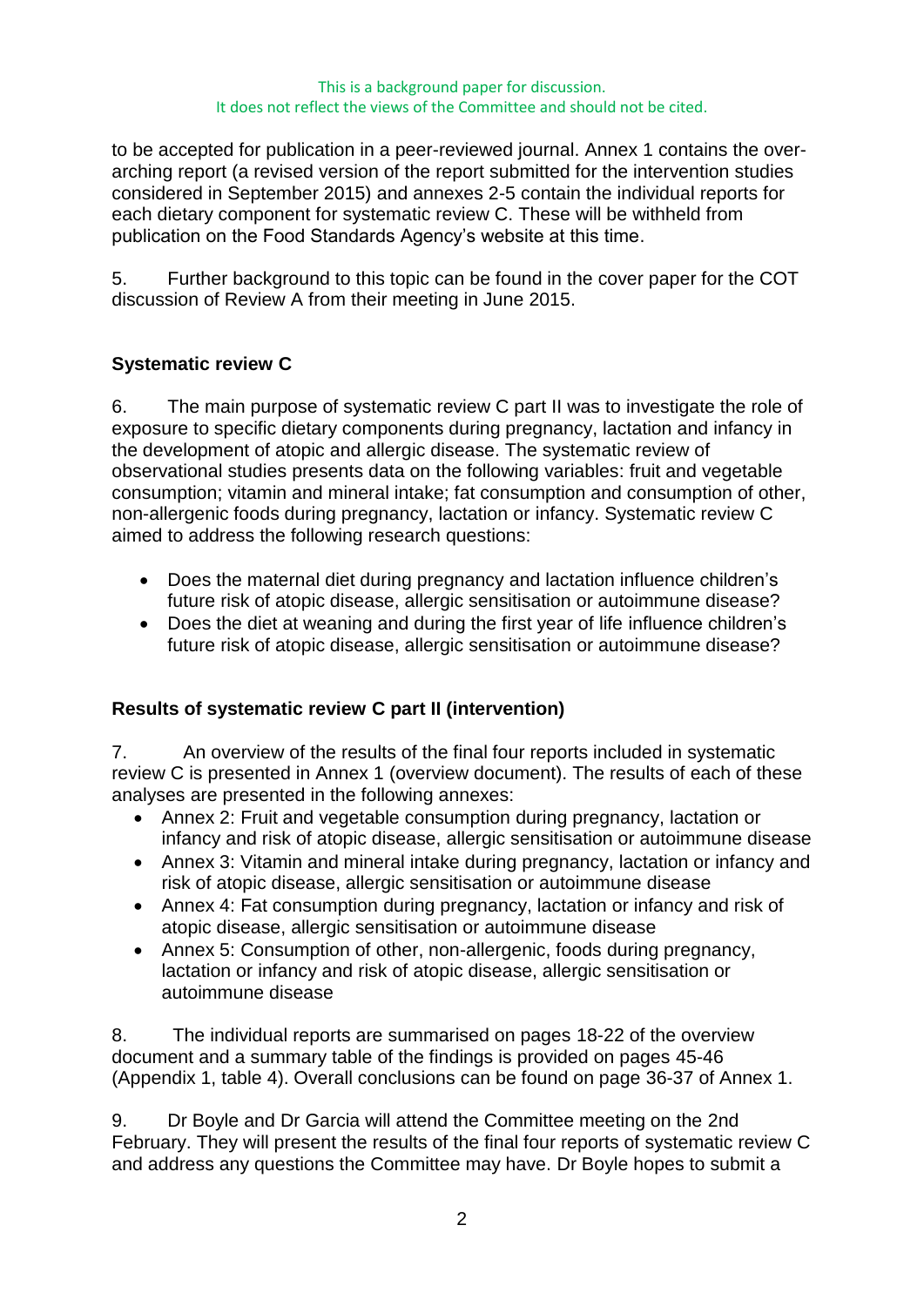This is a background paper for discussion.
It does not reflect the views of the Committee and should not be cited.

to be accepted for publication in a peer-reviewed journal. Annex 1 contains the over-arching report (a revised version of the report submitted for the intervention studies considered in September 2015) and annexes 2-5 contain the individual reports for each dietary component for systematic review C. These will be withheld from publication on the Food Standards Agency's website at this time.

5. Further background to this topic can be found in the cover paper for the COT discussion of Review A from their meeting in June 2015.

**Systematic review C**

6. The main purpose of systematic review C part II was to investigate the role of exposure to specific dietary components during pregnancy, lactation and infancy in the development of atopic and allergic disease. The systematic review of observational studies presents data on the following variables: fruit and vegetable consumption; vitamin and mineral intake; fat consumption and consumption of other, non-allergenic foods during pregnancy, lactation or infancy. Systematic review C aimed to address the following research questions:

- Does the maternal diet during pregnancy and lactation influence children's future risk of atopic disease, allergic sensitisation or autoimmune disease?
- Does the diet at weaning and during the first year of life influence children's future risk of atopic disease, allergic sensitisation or autoimmune disease?

**Results of systematic review C part II (intervention)**

7. An overview of the results of the final four reports included in systematic review C is presented in Annex 1 (overview document). The results of each of these analyses are presented in the following annexes:

- Annex 2: Fruit and vegetable consumption during pregnancy, lactation or infancy and risk of atopic disease, allergic sensitisation or autoimmune disease
- Annex 3: Vitamin and mineral intake during pregnancy, lactation or infancy and risk of atopic disease, allergic sensitisation or autoimmune disease
- Annex 4: Fat consumption during pregnancy, lactation or infancy and risk of atopic disease, allergic sensitisation or autoimmune disease
- Annex 5: Consumption of other, non-allergenic, foods during pregnancy, lactation or infancy and risk of atopic disease, allergic sensitisation or autoimmune disease

8. The individual reports are summarised on pages 18-22 of the overview document and a summary table of the findings is provided on pages 45-46 (Appendix 1, table 4). Overall conclusions can be found on page 36-37 of Annex 1.

9. Dr Boyle and Dr Garcia will attend the Committee meeting on the 2nd February. They will present the results of the final four reports of systematic review C and address any questions the Committee may have. Dr Boyle hopes to submit a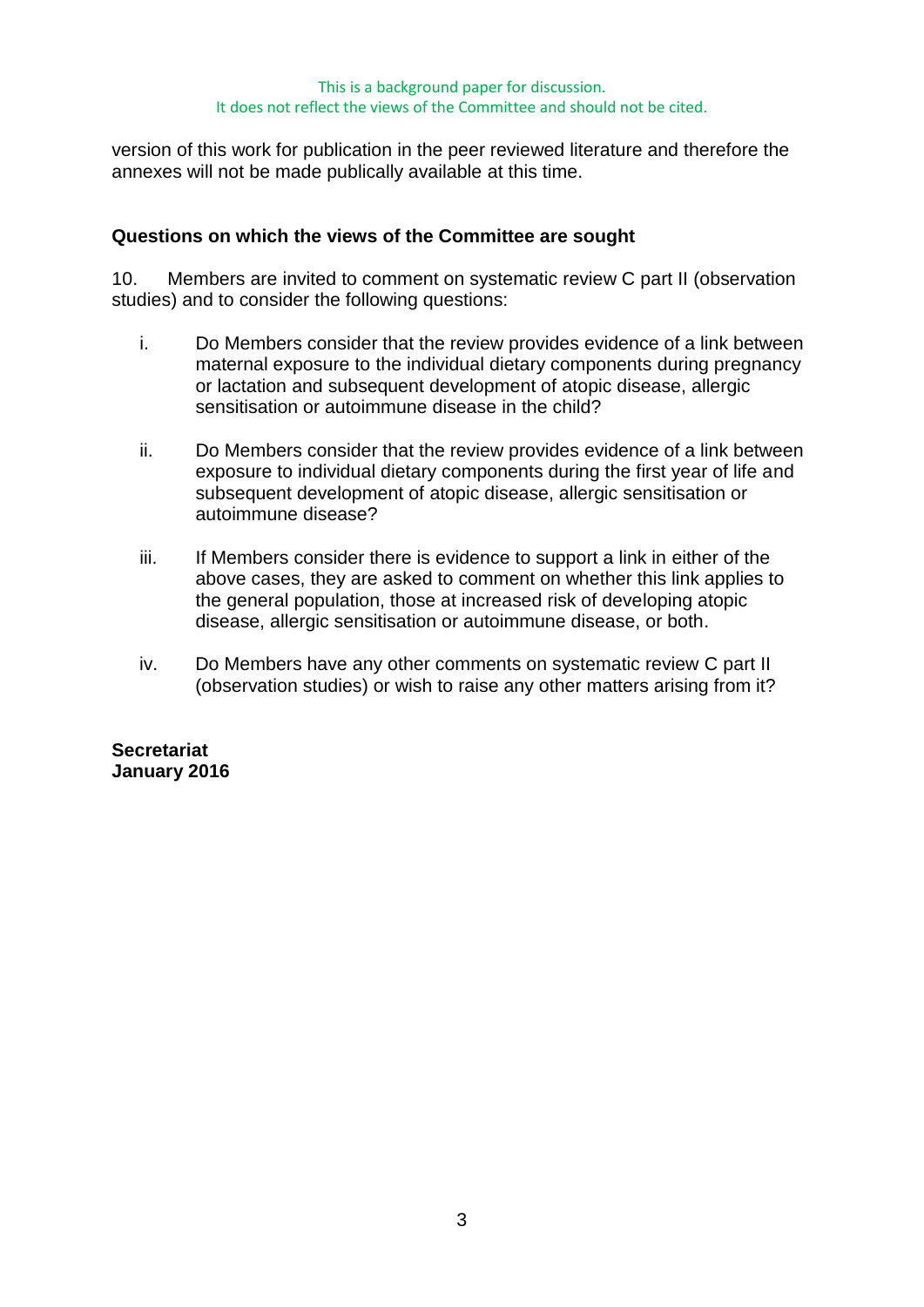version of this work for publication in the peer reviewed literature and therefore the annexes will not be made publically available at this time.

## Questions on which the views of the Committee are sought

10. Members are invited to comment on systematic review C part II (observation studies) and to consider the following questions:

i. Do Members consider that the review provides evidence of a link between maternal exposure to the individual dietary components during pregnancy or lactation and subsequent development of atopic disease, allergic sensitisation or autoimmune disease in the child?

ii. Do Members consider that the review provides evidence of a link between exposure to individual dietary components during the first year of life and subsequent development of atopic disease, allergic sensitisation or autoimmune disease?

iii. If Members consider there is evidence to support a link in either of the above cases, they are asked to comment on whether this link applies to the general population, those at increased risk of developing atopic disease, allergic sensitisation or autoimmune disease, or both.

iv. Do Members have any other comments on systematic review C part II (observation studies) or wish to raise any other matters arising from it?

**Secretariat**
**January 2016**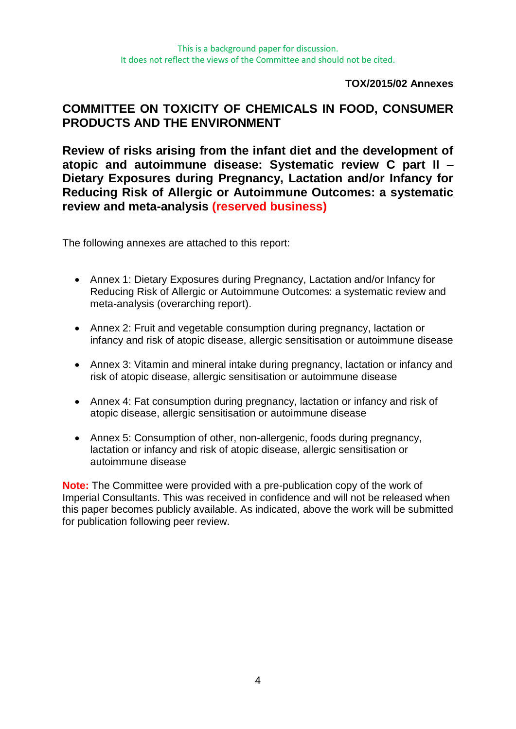This is a background paper for discussion.
It does not reflect the views of the Committee and should not be cited.

**TOX/2015/02 Annexes**

## COMMITTEE ON TOXICITY OF CHEMICALS IN FOOD, CONSUMER PRODUCTS AND THE ENVIRONMENT

## Review of risks arising from the infant diet and the development of atopic and autoimmune disease: Systematic review C part II – Dietary Exposures during Pregnancy, Lactation and/or Infancy for Reducing Risk of Allergic or Autoimmune Outcomes: a systematic review and meta-analysis (reserved business)

The following annexes are attached to this report:

- Annex 1: Dietary Exposures during Pregnancy, Lactation and/or Infancy for Reducing Risk of Allergic or Autoimmune Outcomes: a systematic review and meta-analysis (overarching report).
- Annex 2: Fruit and vegetable consumption during pregnancy, lactation or infancy and risk of atopic disease, allergic sensitisation or autoimmune disease
- Annex 3: Vitamin and mineral intake during pregnancy, lactation or infancy and risk of atopic disease, allergic sensitisation or autoimmune disease
- Annex 4: Fat consumption during pregnancy, lactation or infancy and risk of atopic disease, allergic sensitisation or autoimmune disease
- Annex 5: Consumption of other, non-allergenic, foods during pregnancy, lactation or infancy and risk of atopic disease, allergic sensitisation or autoimmune disease

**Note:** The Committee were provided with a pre-publication copy of the work of Imperial Consultants. This was received in confidence and will not be released when this paper becomes publicly available. As indicated, above the work will be submitted for publication following peer review.